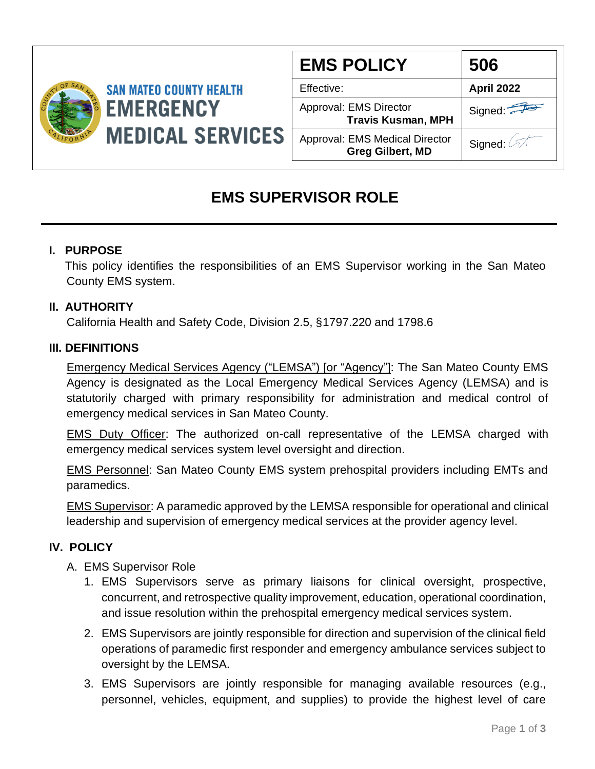SAN MATEO COUNTY HEALTH
EMERGENCY MEDICAL SERVICES

| EMS POLICY | 506 |
| --- | --- |
| Effective: | **April 2022** |
| Approval: EMS Director **Travis Kusman, MPH** | Signed: |
| Approval: EMS Medical Director **Greg Gilbert, MD** | Signed: |

# EMS SUPERVISOR ROLE

## I. PURPOSE

This policy identifies the responsibilities of an EMS Supervisor working in the San Mateo County EMS system.

## II. AUTHORITY

California Health and Safety Code, Division 2.5, §1797.220 and 1798.6

## III. DEFINITIONS

Emergency Medical Services Agency ("LEMSA") [or "Agency"]: The San Mateo County EMS Agency is designated as the Local Emergency Medical Services Agency (LEMSA) and is statutorily charged with primary responsibility for administration and medical control of emergency medical services in San Mateo County.

EMS Duty Officer: The authorized on-call representative of the LEMSA charged with emergency medical services system level oversight and direction.

EMS Personnel: San Mateo County EMS system prehospital providers including EMTs and paramedics.

EMS Supervisor: A paramedic approved by the LEMSA responsible for operational and clinical leadership and supervision of emergency medical services at the provider agency level.

## IV. POLICY

A. EMS Supervisor Role

1. EMS Supervisors serve as primary liaisons for clinical oversight, prospective, concurrent, and retrospective quality improvement, education, operational coordination, and issue resolution within the prehospital emergency medical services system.
2. EMS Supervisors are jointly responsible for direction and supervision of the clinical field operations of paramedic first responder and emergency ambulance services subject to oversight by the LEMSA.
3. EMS Supervisors are jointly responsible for managing available resources (e.g., personnel, vehicles, equipment, and supplies) to provide the highest level of care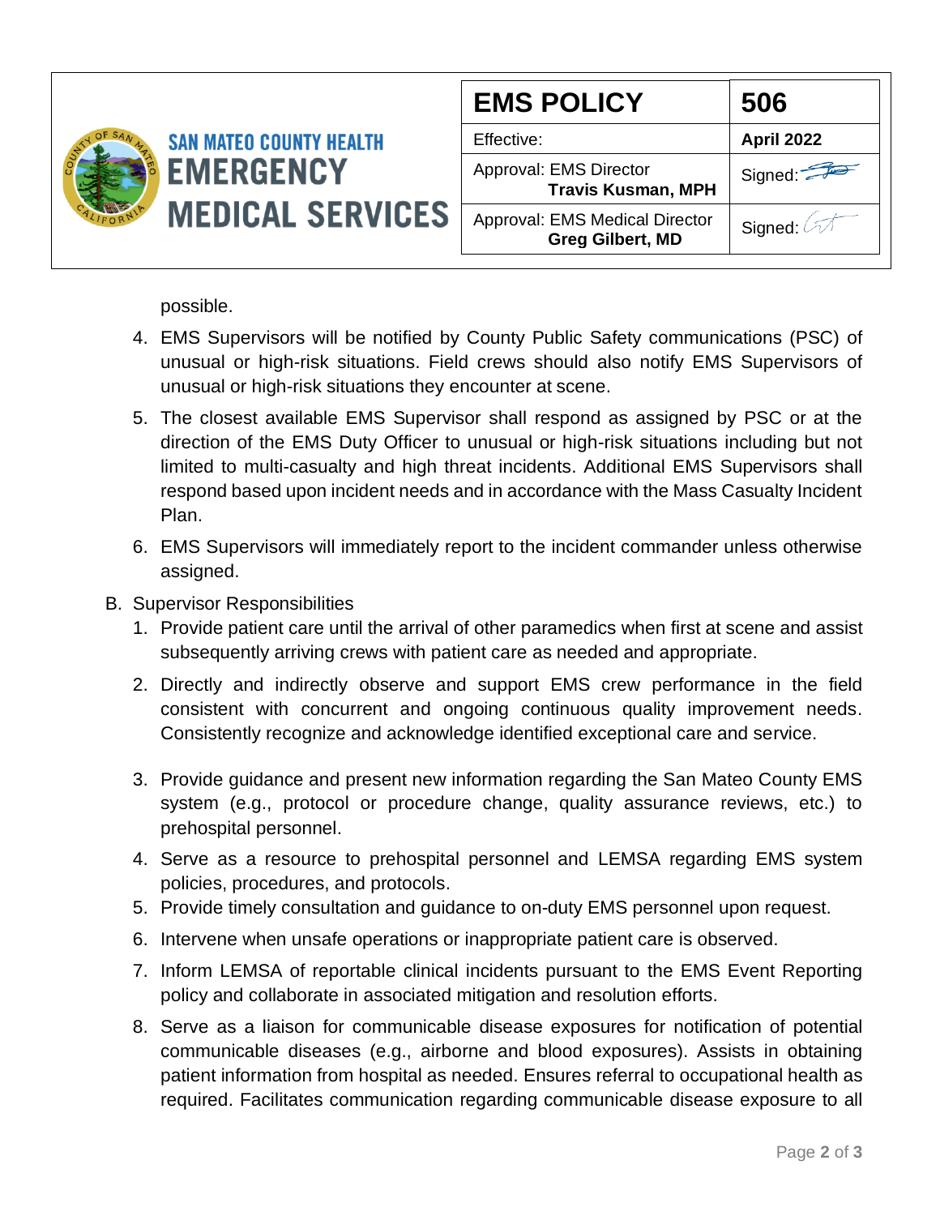possible.

4. EMS Supervisors will be notified by County Public Safety communications (PSC) of unusual or high-risk situations. Field crews should also notify EMS Supervisors of unusual or high-risk situations they encounter at scene.
5. The closest available EMS Supervisor shall respond as assigned by PSC or at the direction of the EMS Duty Officer to unusual or high-risk situations including but not limited to multi-casualty and high threat incidents. Additional EMS Supervisors shall respond based upon incident needs and in accordance with the Mass Casualty Incident Plan.
6. EMS Supervisors will immediately report to the incident commander unless otherwise assigned.

B. Supervisor Responsibilities

1. Provide patient care until the arrival of other paramedics when first at scene and assist subsequently arriving crews with patient care as needed and appropriate.
2. Directly and indirectly observe and support EMS crew performance in the field consistent with concurrent and ongoing continuous quality improvement needs. Consistently recognize and acknowledge identified exceptional care and service.
3. Provide guidance and present new information regarding the San Mateo County EMS system (e.g., protocol or procedure change, quality assurance reviews, etc.) to prehospital personnel.
4. Serve as a resource to prehospital personnel and LEMSA regarding EMS system policies, procedures, and protocols.
5. Provide timely consultation and guidance to on-duty EMS personnel upon request.
6. Intervene when unsafe operations or inappropriate patient care is observed.
7. Inform LEMSA of reportable clinical incidents pursuant to the EMS Event Reporting policy and collaborate in associated mitigation and resolution efforts.
8. Serve as a liaison for communicable disease exposures for notification of potential communicable diseases (e.g., airborne and blood exposures). Assists in obtaining patient information from hospital as needed. Ensures referral to occupational health as required. Facilitates communication regarding communicable disease exposure to all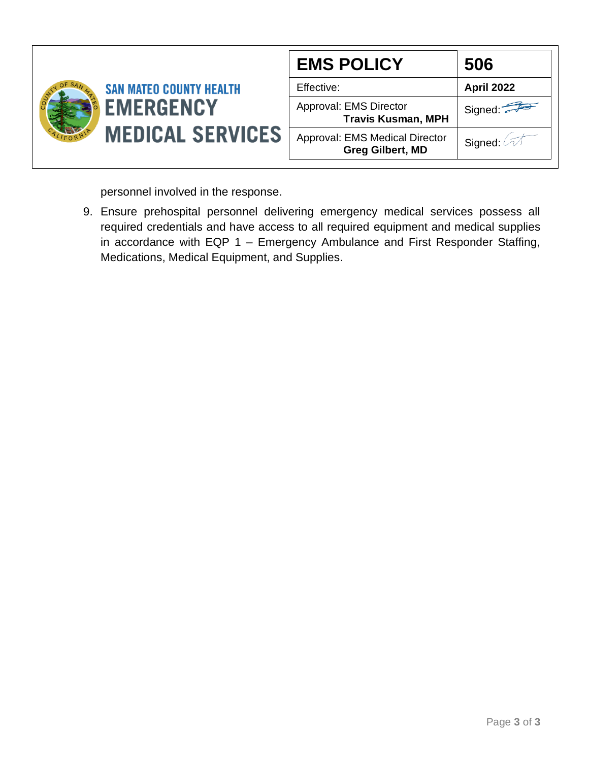personnel involved in the response.

9. Ensure prehospital personnel delivering emergency medical services possess all required credentials and have access to all required equipment and medical supplies in accordance with EQP 1 – Emergency Ambulance and First Responder Staffing, Medications, Medical Equipment, and Supplies.